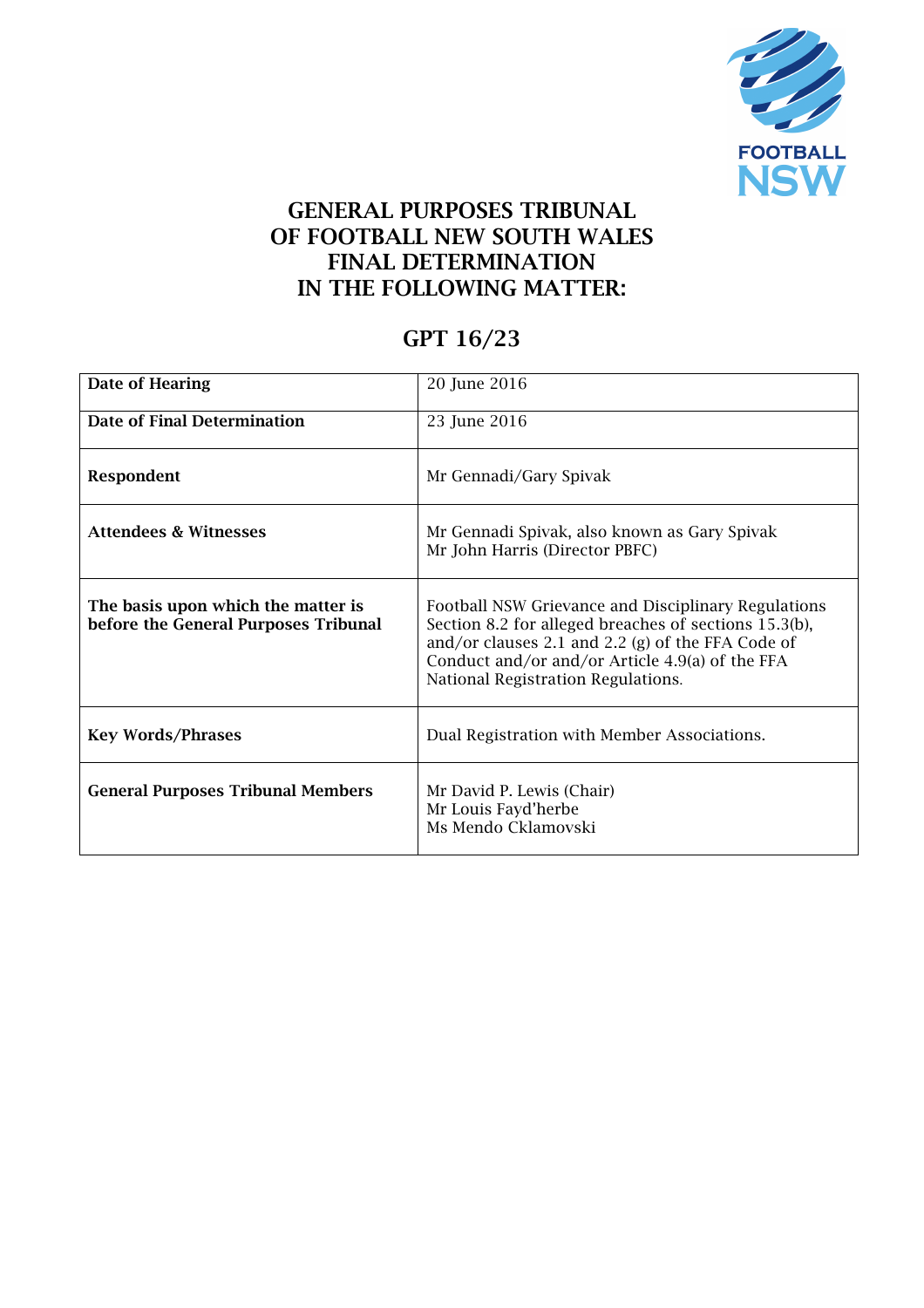# GENERAL PURPOSES TRIBUNAL OF FOOTBALL NEW SOUTH WALES FINAL DETERMINATION IN THE FOLLOWING MATTER:

## GPT 16/23

| | |
|---|---|
| **Date of Hearing** | 20 June 2016 |
| **Date of Final Determination** | 23 June 2016 |
| **Respondent** | Mr Gennadi/Gary Spivak |
| **Attendees & Witnesses** | Mr Gennadi Spivak, also known as Gary Spivak<br>Mr John Harris (Director PBFC) |
| **The basis upon which the matter is before the General Purposes Tribunal** | Football NSW Grievance and Disciplinary Regulations Section 8.2 for alleged breaches of sections 15.3(b), and/or clauses 2.1 and 2.2 (g) of the FFA Code of Conduct and/or and/or Article 4.9(a) of the FFA National Registration Regulations. |
| **Key Words/Phrases** | Dual Registration with Member Associations. |
| **General Purposes Tribunal Members** | Mr David P. Lewis (Chair)<br>Mr Louis Fayd'herbe<br>Ms Mendo Cklamovski |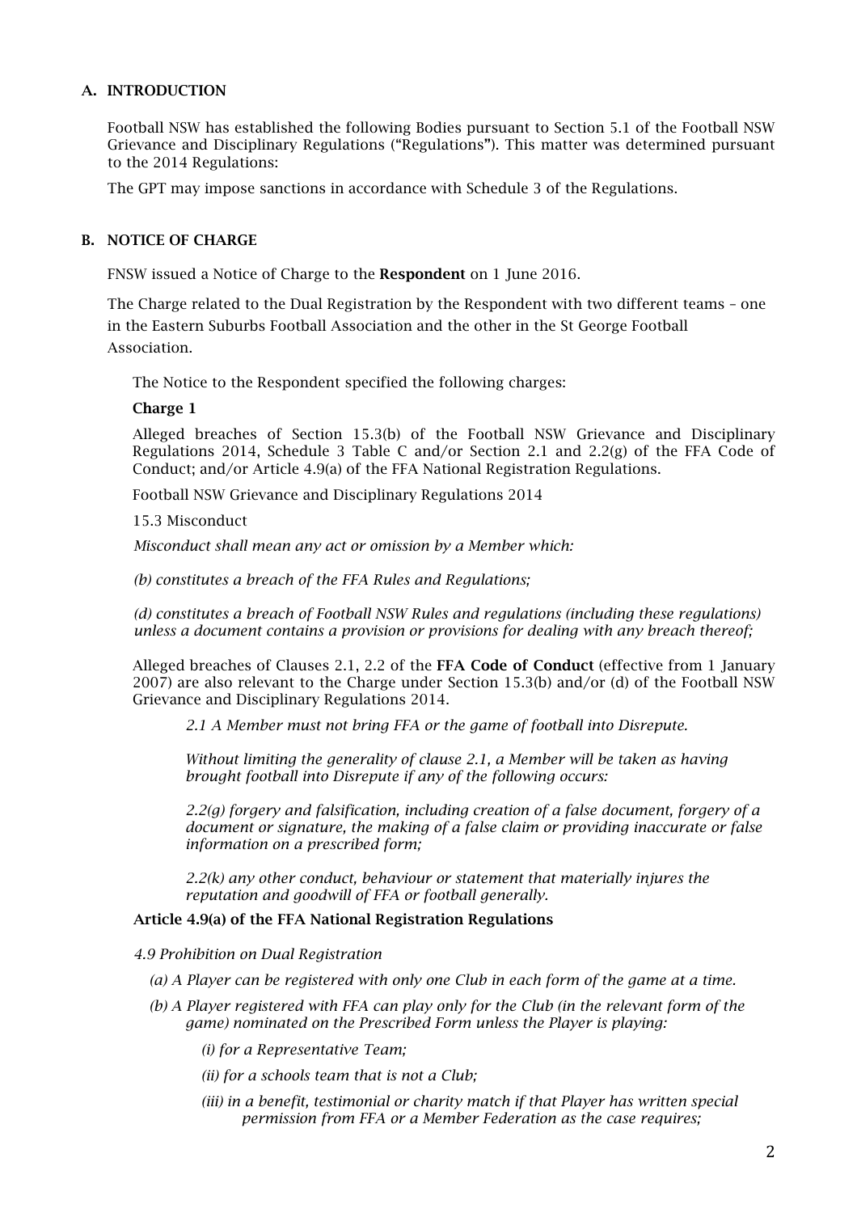## A. INTRODUCTION

Football NSW has established the following Bodies pursuant to Section 5.1 of the Football NSW Grievance and Disciplinary Regulations ("Regulations"). This matter was determined pursuant to the 2014 Regulations:

The GPT may impose sanctions in accordance with Schedule 3 of the Regulations.

## B. NOTICE OF CHARGE

FNSW issued a Notice of Charge to the **Respondent** on 1 June 2016.

The Charge related to the Dual Registration by the Respondent with two different teams – one in the Eastern Suburbs Football Association and the other in the St George Football Association.

The Notice to the Respondent specified the following charges:

**Charge 1**

Alleged breaches of Section 15.3(b) of the Football NSW Grievance and Disciplinary Regulations 2014, Schedule 3 Table C and/or Section 2.1 and 2.2(g) of the FFA Code of Conduct; and/or Article 4.9(a) of the FFA National Registration Regulations.

Football NSW Grievance and Disciplinary Regulations 2014

15.3 Misconduct

*Misconduct shall mean any act or omission by a Member which:*

*(b) constitutes a breach of the FFA Rules and Regulations;*

*(d) constitutes a breach of Football NSW Rules and regulations (including these regulations) unless a document contains a provision or provisions for dealing with any breach thereof;*

Alleged breaches of Clauses 2.1, 2.2 of the **FFA Code of Conduct** (effective from 1 January 2007) are also relevant to the Charge under Section 15.3(b) and/or (d) of the Football NSW Grievance and Disciplinary Regulations 2014.

> *2.1 A Member must not bring FFA or the game of football into Disrepute.*
>
> *Without limiting the generality of clause 2.1, a Member will be taken as having brought football into Disrepute if any of the following occurs:*
>
> *2.2(g) forgery and falsification, including creation of a false document, forgery of a document or signature, the making of a false claim or providing inaccurate or false information on a prescribed form;*
>
> *2.2(k) any other conduct, behaviour or statement that materially injures the reputation and goodwill of FFA or football generally.*

**Article 4.9(a) of the FFA National Registration Regulations**

*4.9 Prohibition on Dual Registration*

*(a) A Player can be registered with only one Club in each form of the game at a time.*

*(b) A Player registered with FFA can play only for the Club (in the relevant form of the game) nominated on the Prescribed Form unless the Player is playing:*

*(i) for a Representative Team;*

*(ii) for a schools team that is not a Club;*

*(iii) in a benefit, testimonial or charity match if that Player has written special permission from FFA or a Member Federation as the case requires;*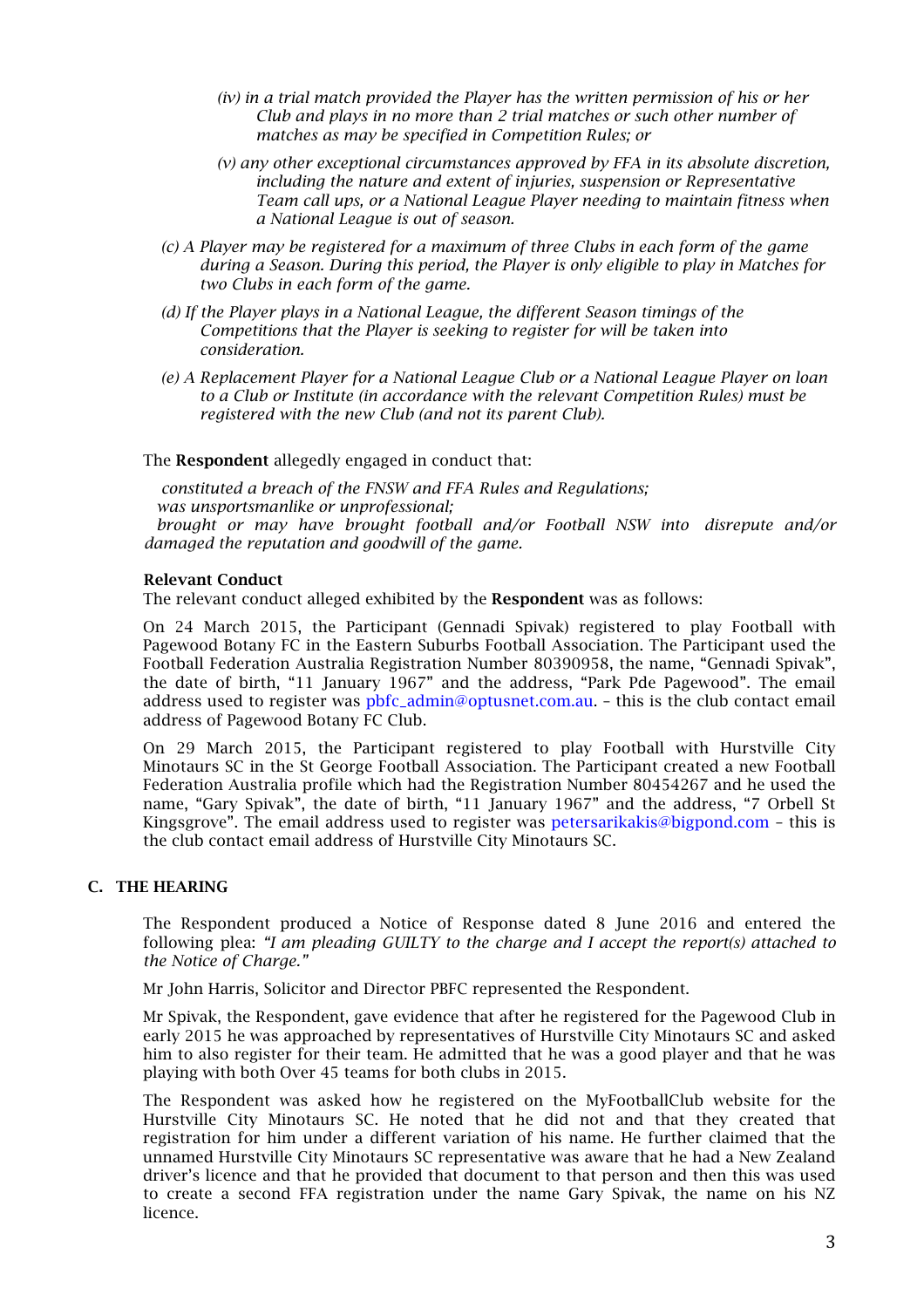*(iv) in a trial match provided the Player has the written permission of his or her Club and plays in no more than 2 trial matches or such other number of matches as may be specified in Competition Rules; or*

*(v) any other exceptional circumstances approved by FFA in its absolute discretion, including the nature and extent of injuries, suspension or Representative Team call ups, or a National League Player needing to maintain fitness when a National League is out of season.*

*(c) A Player may be registered for a maximum of three Clubs in each form of the game during a Season. During this period, the Player is only eligible to play in Matches for two Clubs in each form of the game.*

*(d) If the Player plays in a National League, the different Season timings of the Competitions that the Player is seeking to register for will be taken into consideration.*

*(e) A Replacement Player for a National League Club or a National League Player on loan to a Club or Institute (in accordance with the relevant Competition Rules) must be registered with the new Club (and not its parent Club).*

The **Respondent** allegedly engaged in conduct that:

*constituted a breach of the FNSW and FFA Rules and Regulations;*
*was unsportsmanlike or unprofessional;*
*brought or may have brought football and/or Football NSW into disrepute and/or damaged the reputation and goodwill of the game.*

**Relevant Conduct**

The relevant conduct alleged exhibited by the **Respondent** was as follows:

On 24 March 2015, the Participant (Gennadi Spivak) registered to play Football with Pagewood Botany FC in the Eastern Suburbs Football Association. The Participant used the Football Federation Australia Registration Number 80390958, the name, "Gennadi Spivak", the date of birth, "11 January 1967" and the address, "Park Pde Pagewood". The email address used to register was pbfc_admin@optusnet.com.au. – this is the club contact email address of Pagewood Botany FC Club.

On 29 March 2015, the Participant registered to play Football with Hurstville City Minotaurs SC in the St George Football Association. The Participant created a new Football Federation Australia profile which had the Registration Number 80454267 and he used the name, "Gary Spivak", the date of birth, "11 January 1967" and the address, "7 Orbell St Kingsgrove". The email address used to register was petersarikakis@bigpond.com – this is the club contact email address of Hurstville City Minotaurs SC.

## C. THE HEARING

The Respondent produced a Notice of Response dated 8 June 2016 and entered the following plea: *"I am pleading GUILTY to the charge and I accept the report(s) attached to the Notice of Charge."*

Mr John Harris, Solicitor and Director PBFC represented the Respondent.

Mr Spivak, the Respondent, gave evidence that after he registered for the Pagewood Club in early 2015 he was approached by representatives of Hurstville City Minotaurs SC and asked him to also register for their team. He admitted that he was a good player and that he was playing with both Over 45 teams for both clubs in 2015.

The Respondent was asked how he registered on the MyFootballClub website for the Hurstville City Minotaurs SC. He noted that he did not and that they created that registration for him under a different variation of his name. He further claimed that the unnamed Hurstville City Minotaurs SC representative was aware that he had a New Zealand driver's licence and that he provided that document to that person and then this was used to create a second FFA registration under the name Gary Spivak, the name on his NZ licence.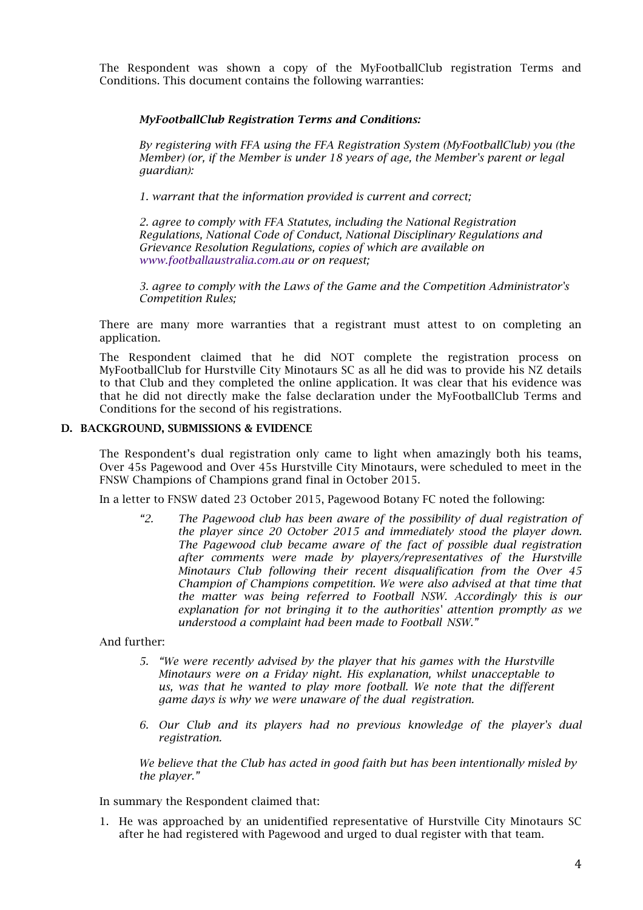The Respondent was shown a copy of the MyFootballClub registration Terms and Conditions. This document contains the following warranties:

> ***MyFootballClub Registration Terms and Conditions:***
>
> *By registering with FFA using the FFA Registration System (MyFootballClub) you (the Member) (or, if the Member is under 18 years of age, the Member's parent or legal guardian):*
>
> *1. warrant that the information provided is current and correct;*
>
> *2. agree to comply with FFA Statutes, including the National Registration Regulations, National Code of Conduct, National Disciplinary Regulations and Grievance Resolution Regulations, copies of which are available on www.footballaustralia.com.au or on request;*
>
> *3. agree to comply with the Laws of the Game and the Competition Administrator's Competition Rules;*

There are many more warranties that a registrant must attest to on completing an application.

The Respondent claimed that he did NOT complete the registration process on MyFootballClub for Hurstville City Minotaurs SC as all he did was to provide his NZ details to that Club and they completed the online application. It was clear that his evidence was that he did not directly make the false declaration under the MyFootballClub Terms and Conditions for the second of his registrations.

## D. BACKGROUND, SUBMISSIONS & EVIDENCE

The Respondent's dual registration only came to light when amazingly both his teams, Over 45s Pagewood and Over 45s Hurstville City Minotaurs, were scheduled to meet in the FNSW Champions of Champions grand final in October 2015.

In a letter to FNSW dated 23 October 2015, Pagewood Botany FC noted the following:

> *"2. The Pagewood club has been aware of the possibility of dual registration of the player since 20 October 2015 and immediately stood the player down. The Pagewood club became aware of the fact of possible dual registration after comments were made by players/representatives of the Hurstville Minotaurs Club following their recent disqualification from the Over 45 Champion of Champions competition. We were also advised at that time that the matter was being referred to Football NSW. Accordingly this is our explanation for not bringing it to the authorities' attention promptly as we understood a complaint had been made to Football NSW."*

And further:

> *5. "We were recently advised by the player that his games with the Hurstville Minotaurs were on a Friday night. His explanation, whilst unacceptable to us, was that he wanted to play more football. We note that the different game days is why we were unaware of the dual registration.*
>
> *6. Our Club and its players had no previous knowledge of the player's dual registration.*
>
> *We believe that the Club has acted in good faith but has been intentionally misled by the player."*

In summary the Respondent claimed that:

1. He was approached by an unidentified representative of Hurstville City Minotaurs SC after he had registered with Pagewood and urged to dual register with that team.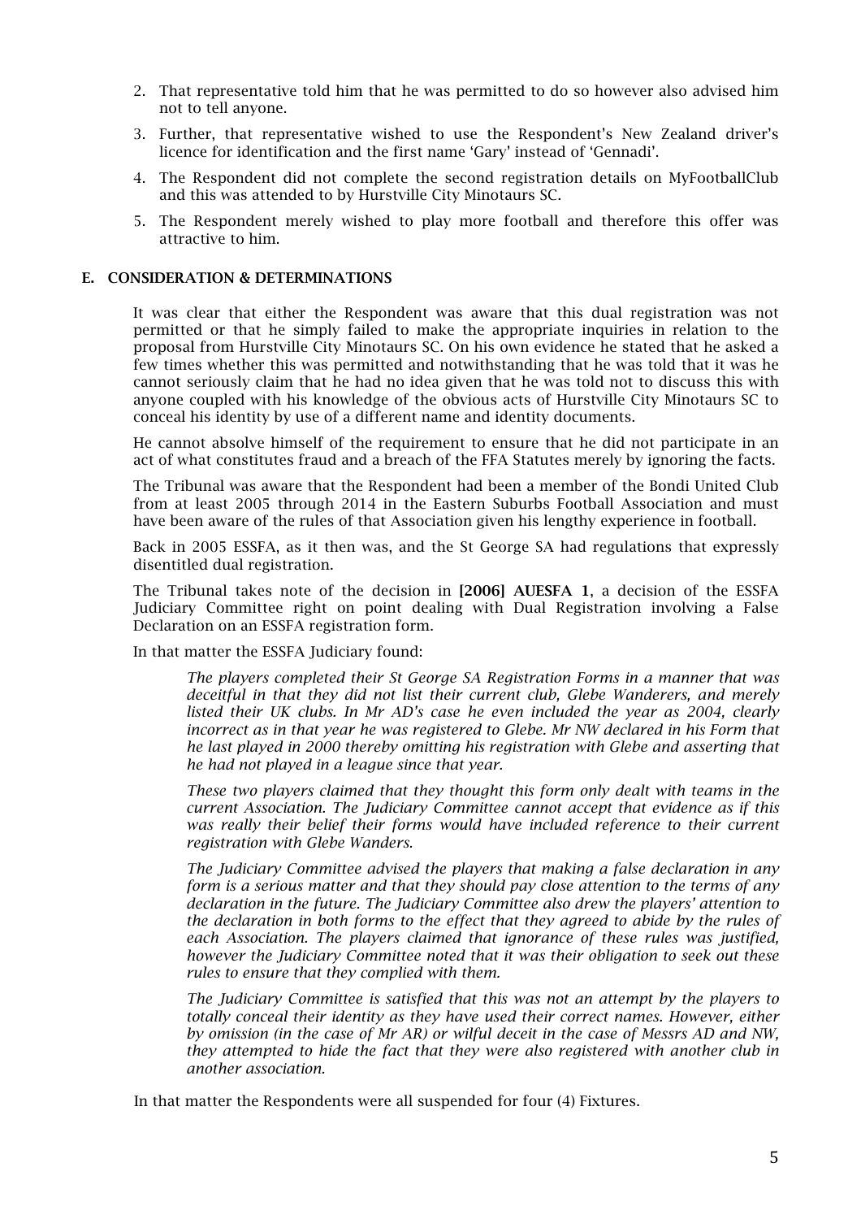2. That representative told him that he was permitted to do so however also advised him not to tell anyone.
3. Further, that representative wished to use the Respondent's New Zealand driver's licence for identification and the first name 'Gary' instead of 'Gennadi'.
4. The Respondent did not complete the second registration details on MyFootballClub and this was attended to by Hurstville City Minotaurs SC.
5. The Respondent merely wished to play more football and therefore this offer was attractive to him.

## E. CONSIDERATION & DETERMINATIONS

It was clear that either the Respondent was aware that this dual registration was not permitted or that he simply failed to make the appropriate inquiries in relation to the proposal from Hurstville City Minotaurs SC. On his own evidence he stated that he asked a few times whether this was permitted and notwithstanding that he was told that it was he cannot seriously claim that he had no idea given that he was told not to discuss this with anyone coupled with his knowledge of the obvious acts of Hurstville City Minotaurs SC to conceal his identity by use of a different name and identity documents.

He cannot absolve himself of the requirement to ensure that he did not participate in an act of what constitutes fraud and a breach of the FFA Statutes merely by ignoring the facts.

The Tribunal was aware that the Respondent had been a member of the Bondi United Club from at least 2005 through 2014 in the Eastern Suburbs Football Association and must have been aware of the rules of that Association given his lengthy experience in football.

Back in 2005 ESSFA, as it then was, and the St George SA had regulations that expressly disentitled dual registration.

The Tribunal takes note of the decision in **[2006] AUESFA 1**, a decision of the ESSFA Judiciary Committee right on point dealing with Dual Registration involving a False Declaration on an ESSFA registration form.

In that matter the ESSFA Judiciary found:

> *The players completed their St George SA Registration Forms in a manner that was deceitful in that they did not list their current club, Glebe Wanderers, and merely listed their UK clubs. In Mr AD's case he even included the year as 2004, clearly incorrect as in that year he was registered to Glebe. Mr NW declared in his Form that he last played in 2000 thereby omitting his registration with Glebe and asserting that he had not played in a league since that year.*
>
> *These two players claimed that they thought this form only dealt with teams in the current Association. The Judiciary Committee cannot accept that evidence as if this was really their belief their forms would have included reference to their current registration with Glebe Wanders.*
>
> *The Judiciary Committee advised the players that making a false declaration in any form is a serious matter and that they should pay close attention to the terms of any declaration in the future. The Judiciary Committee also drew the players' attention to the declaration in both forms to the effect that they agreed to abide by the rules of each Association. The players claimed that ignorance of these rules was justified, however the Judiciary Committee noted that it was their obligation to seek out these rules to ensure that they complied with them.*
>
> *The Judiciary Committee is satisfied that this was not an attempt by the players to totally conceal their identity as they have used their correct names. However, either by omission (in the case of Mr AR) or wilful deceit in the case of Messrs AD and NW, they attempted to hide the fact that they were also registered with another club in another association.*

In that matter the Respondents were all suspended for four (4) Fixtures.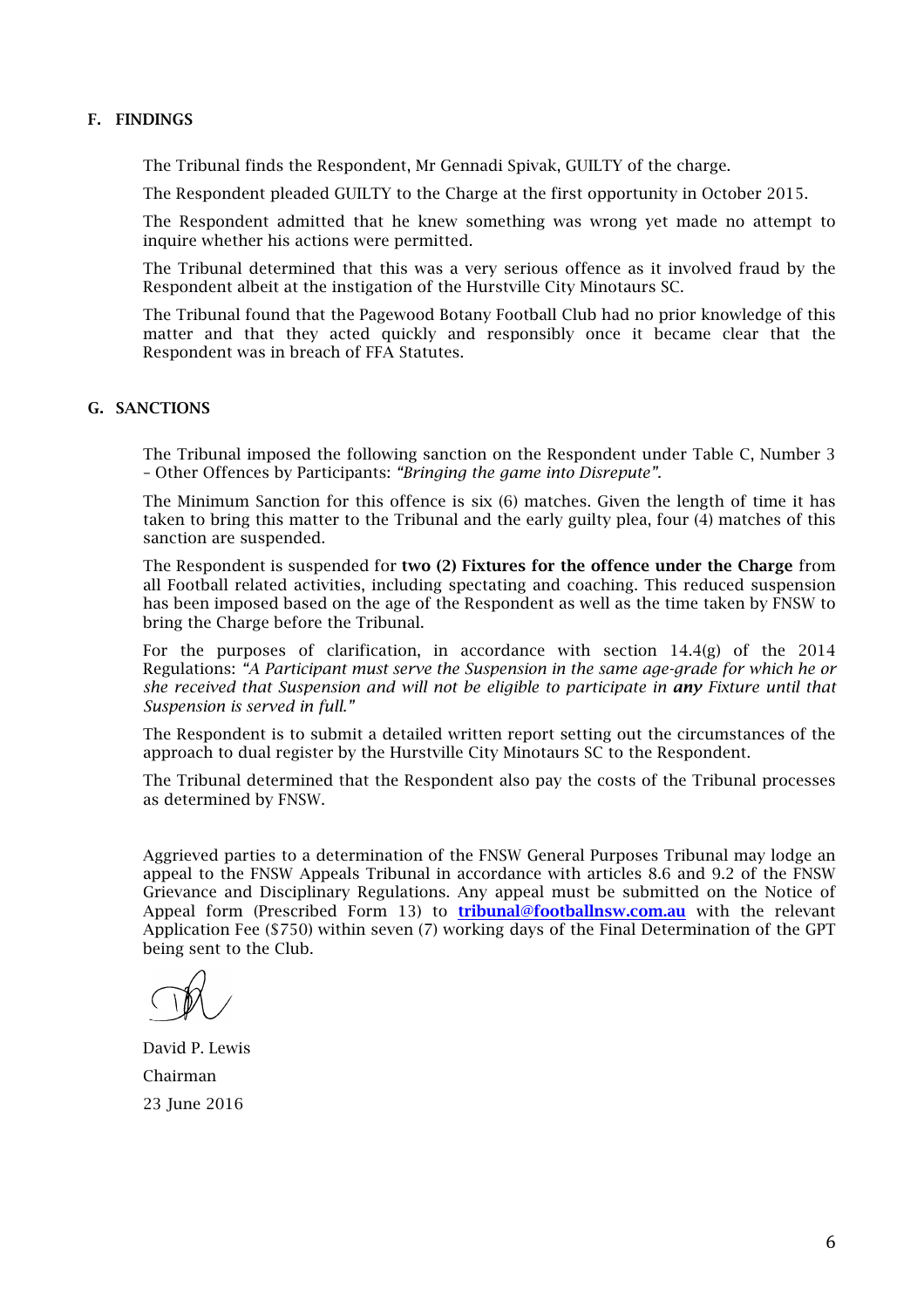## F. FINDINGS

The Tribunal finds the Respondent, Mr Gennadi Spivak, GUILTY of the charge.

The Respondent pleaded GUILTY to the Charge at the first opportunity in October 2015.

The Respondent admitted that he knew something was wrong yet made no attempt to inquire whether his actions were permitted.

The Tribunal determined that this was a very serious offence as it involved fraud by the Respondent albeit at the instigation of the Hurstville City Minotaurs SC.

The Tribunal found that the Pagewood Botany Football Club had no prior knowledge of this matter and that they acted quickly and responsibly once it became clear that the Respondent was in breach of FFA Statutes.

## G. SANCTIONS

The Tribunal imposed the following sanction on the Respondent under Table C, Number 3 – Other Offences by Participants: *"Bringing the game into Disrepute".*

The Minimum Sanction for this offence is six (6) matches. Given the length of time it has taken to bring this matter to the Tribunal and the early guilty plea, four (4) matches of this sanction are suspended.

The Respondent is suspended for **two (2) Fixtures for the offence under the Charge** from all Football related activities, including spectating and coaching. This reduced suspension has been imposed based on the age of the Respondent as well as the time taken by FNSW to bring the Charge before the Tribunal.

For the purposes of clarification, in accordance with section 14.4(g) of the 2014 Regulations: *"A Participant must serve the Suspension in the same age-grade for which he or she received that Suspension and will not be eligible to participate in **any** Fixture until that Suspension is served in full."*

The Respondent is to submit a detailed written report setting out the circumstances of the approach to dual register by the Hurstville City Minotaurs SC to the Respondent.

The Tribunal determined that the Respondent also pay the costs of the Tribunal processes as determined by FNSW.

Aggrieved parties to a determination of the FNSW General Purposes Tribunal may lodge an appeal to the FNSW Appeals Tribunal in accordance with articles 8.6 and 9.2 of the FNSW Grievance and Disciplinary Regulations. Any appeal must be submitted on the Notice of Appeal form (Prescribed Form 13) to **tribunal@footballnsw.com.au** with the relevant Application Fee ($750) within seven (7) working days of the Final Determination of the GPT being sent to the Club.

David P. Lewis

Chairman

23 June 2016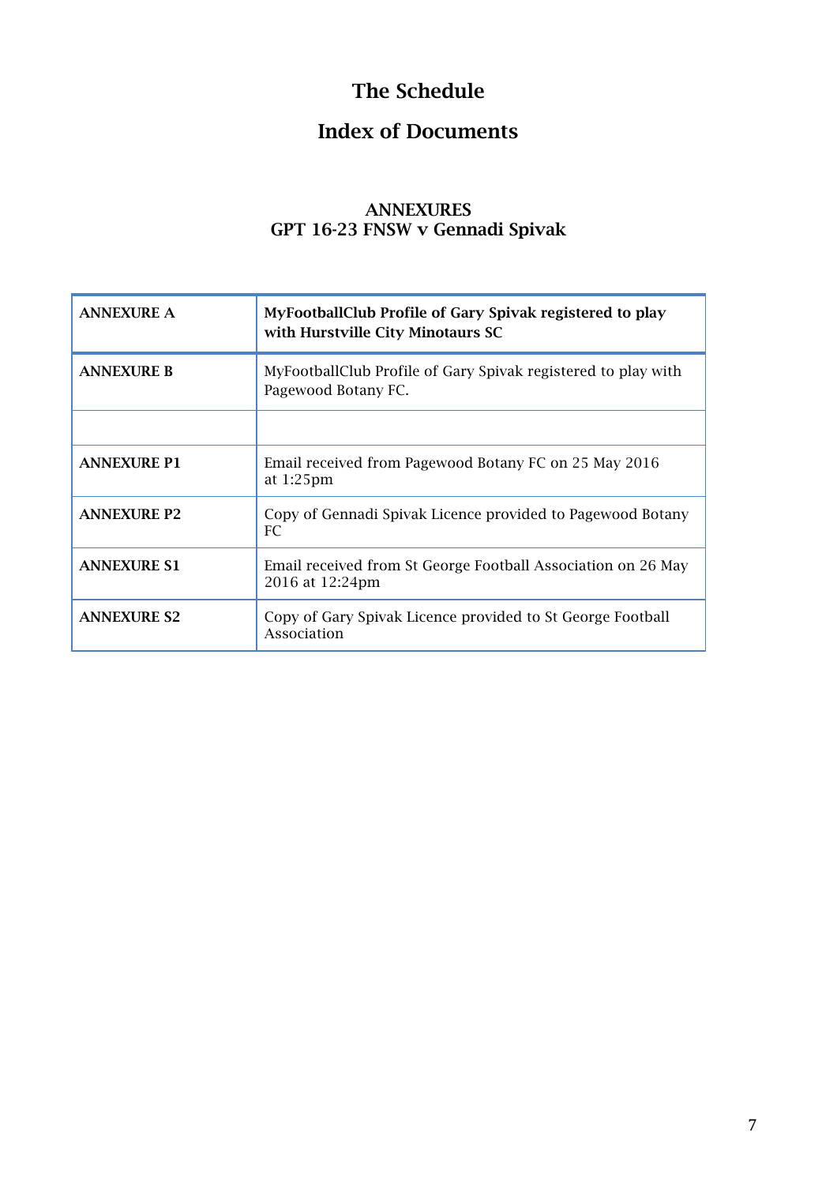# The Schedule

## Index of Documents

### ANNEXURES
### GPT 16-23 FNSW v Gennadi Spivak

| | |
|---|---|
| **ANNEXURE A** | **MyFootballClub Profile of Gary Spivak registered to play with Hurstville City Minotaurs SC** |
| **ANNEXURE B** | MyFootballClub Profile of Gary Spivak registered to play with Pagewood Botany FC. |
| | |
| **ANNEXURE P1** | Email received from Pagewood Botany FC on 25 May 2016 at 1:25pm |
| **ANNEXURE P2** | Copy of Gennadi Spivak Licence provided to Pagewood Botany FC |
| **ANNEXURE S1** | Email received from St George Football Association on 26 May 2016 at 12:24pm |
| **ANNEXURE S2** | Copy of Gary Spivak Licence provided to St George Football Association |